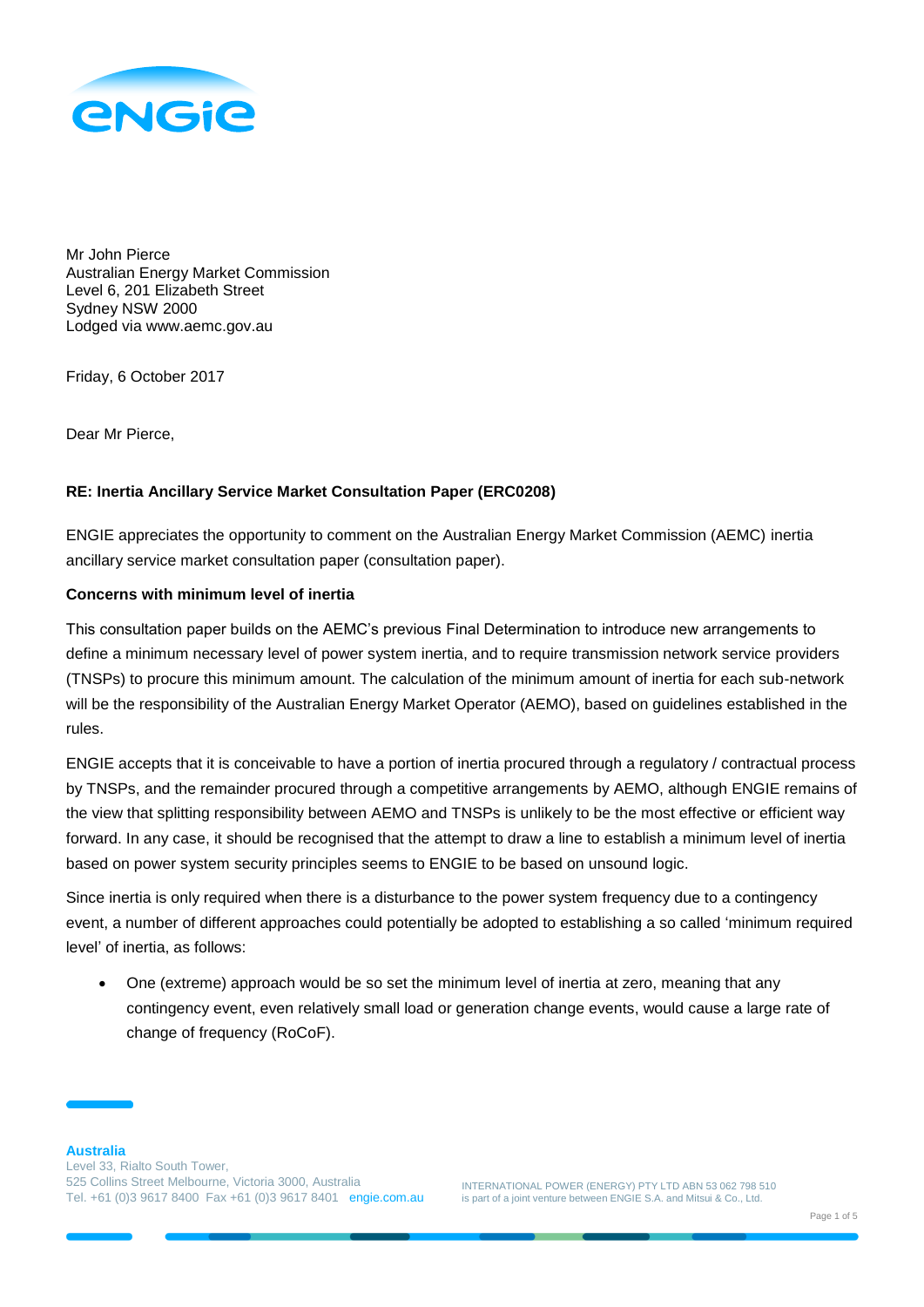Mr John Pierce
Australian Energy Market Commission
Level 6, 201 Elizabeth Street
Sydney NSW 2000
Lodged via www.aemc.gov.au

Friday, 6 October 2017

Dear Mr Pierce,

**RE: Inertia Ancillary Service Market Consultation Paper (ERC0208)**

ENGIE appreciates the opportunity to comment on the Australian Energy Market Commission (AEMC) inertia ancillary service market consultation paper (consultation paper).

**Concerns with minimum level of inertia**

This consultation paper builds on the AEMC's previous Final Determination to introduce new arrangements to define a minimum necessary level of power system inertia, and to require transmission network service providers (TNSPs) to procure this minimum amount. The calculation of the minimum amount of inertia for each sub-network will be the responsibility of the Australian Energy Market Operator (AEMO), based on guidelines established in the rules.

ENGIE accepts that it is conceivable to have a portion of inertia procured through a regulatory / contractual process by TNSPs, and the remainder procured through a competitive arrangements by AEMO, although ENGIE remains of the view that splitting responsibility between AEMO and TNSPs is unlikely to be the most effective or efficient way forward. In any case, it should be recognised that the attempt to draw a line to establish a minimum level of inertia based on power system security principles seems to ENGIE to be based on unsound logic.

Since inertia is only required when there is a disturbance to the power system frequency due to a contingency event, a number of different approaches could potentially be adopted to establishing a so called 'minimum required level' of inertia, as follows:

- One (extreme) approach would be so set the minimum level of inertia at zero, meaning that any contingency event, even relatively small load or generation change events, would cause a large rate of change of frequency (RoCoF).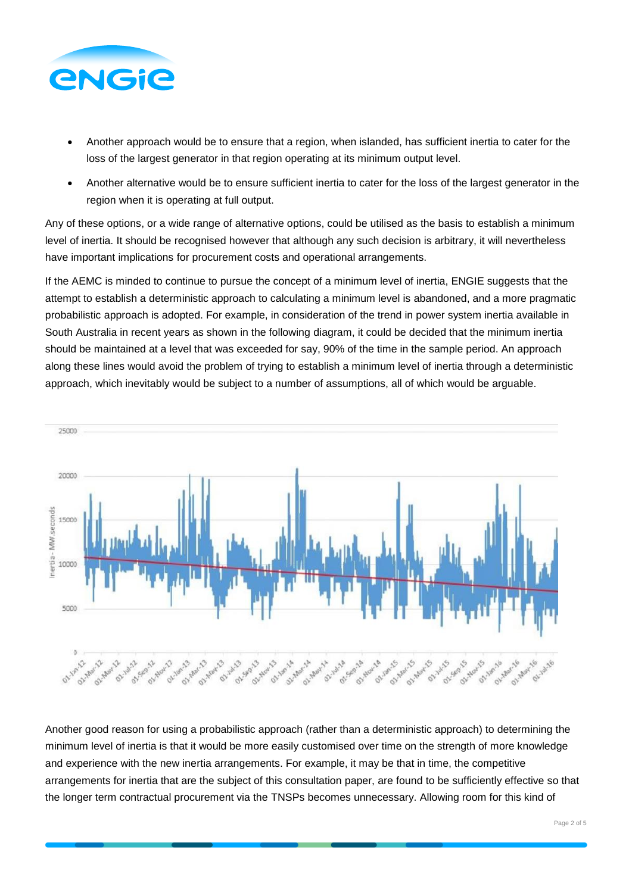- Another approach would be to ensure that a region, when islanded, has sufficient inertia to cater for the loss of the largest generator in that region operating at its minimum output level.
- Another alternative would be to ensure sufficient inertia to cater for the loss of the largest generator in the region when it is operating at full output.

Any of these options, or a wide range of alternative options, could be utilised as the basis to establish a minimum level of inertia. It should be recognised however that although any such decision is arbitrary, it will nevertheless have important implications for procurement costs and operational arrangements.

If the AEMC is minded to continue to pursue the concept of a minimum level of inertia, ENGIE suggests that the attempt to establish a deterministic approach to calculating a minimum level is abandoned, and a more pragmatic probabilistic approach is adopted. For example, in consideration of the trend in power system inertia available in South Australia in recent years as shown in the following diagram, it could be decided that the minimum inertia should be maintained at a level that was exceeded for say, 90% of the time in the sample period. An approach along these lines would avoid the problem of trying to establish a minimum level of inertia through a deterministic approach, which inevitably would be subject to a number of assumptions, all of which would be arguable.

Another good reason for using a probabilistic approach (rather than a deterministic approach) to determining the minimum level of inertia is that it would be more easily customised over time on the strength of more knowledge and experience with the new inertia arrangements. For example, it may be that in time, the competitive arrangements for inertia that are the subject of this consultation paper, are found to be sufficiently effective so that the longer term contractual procurement via the TNSPs becomes unnecessary. Allowing room for this kind of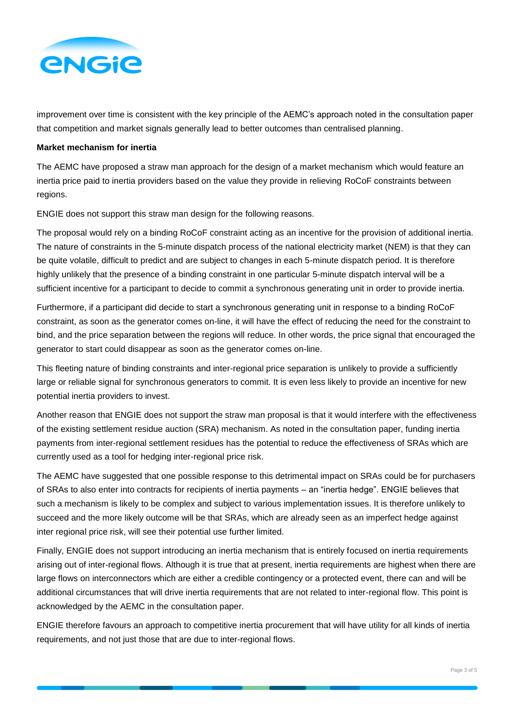improvement over time is consistent with the key principle of the AEMC's approach noted in the consultation paper that competition and market signals generally lead to better outcomes than centralised planning.

**Market mechanism for inertia**

The AEMC have proposed a straw man approach for the design of a market mechanism which would feature an inertia price paid to inertia providers based on the value they provide in relieving RoCoF constraints between regions.

ENGIE does not support this straw man design for the following reasons.

The proposal would rely on a binding RoCoF constraint acting as an incentive for the provision of additional inertia. The nature of constraints in the 5-minute dispatch process of the national electricity market (NEM) is that they can be quite volatile, difficult to predict and are subject to changes in each 5-minute dispatch period. It is therefore highly unlikely that the presence of a binding constraint in one particular 5-minute dispatch interval will be a sufficient incentive for a participant to decide to commit a synchronous generating unit in order to provide inertia.

Furthermore, if a participant did decide to start a synchronous generating unit in response to a binding RoCoF constraint, as soon as the generator comes on-line, it will have the effect of reducing the need for the constraint to bind, and the price separation between the regions will reduce. In other words, the price signal that encouraged the generator to start could disappear as soon as the generator comes on-line.

This fleeting nature of binding constraints and inter-regional price separation is unlikely to provide a sufficiently large or reliable signal for synchronous generators to commit. It is even less likely to provide an incentive for new potential inertia providers to invest.

Another reason that ENGIE does not support the straw man proposal is that it would interfere with the effectiveness of the existing settlement residue auction (SRA) mechanism. As noted in the consultation paper, funding inertia payments from inter-regional settlement residues has the potential to reduce the effectiveness of SRAs which are currently used as a tool for hedging inter-regional price risk.

The AEMC have suggested that one possible response to this detrimental impact on SRAs could be for purchasers of SRAs to also enter into contracts for recipients of inertia payments – an "inertia hedge". ENGIE believes that such a mechanism is likely to be complex and subject to various implementation issues. It is therefore unlikely to succeed and the more likely outcome will be that SRAs, which are already seen as an imperfect hedge against inter regional price risk, will see their potential use further limited.

Finally, ENGIE does not support introducing an inertia mechanism that is entirely focused on inertia requirements arising out of inter-regional flows. Although it is true that at present, inertia requirements are highest when there are large flows on interconnectors which are either a credible contingency or a protected event, there can and will be additional circumstances that will drive inertia requirements that are not related to inter-regional flow. This point is acknowledged by the AEMC in the consultation paper.

ENGIE therefore favours an approach to competitive inertia procurement that will have utility for all kinds of inertia requirements, and not just those that are due to inter-regional flows.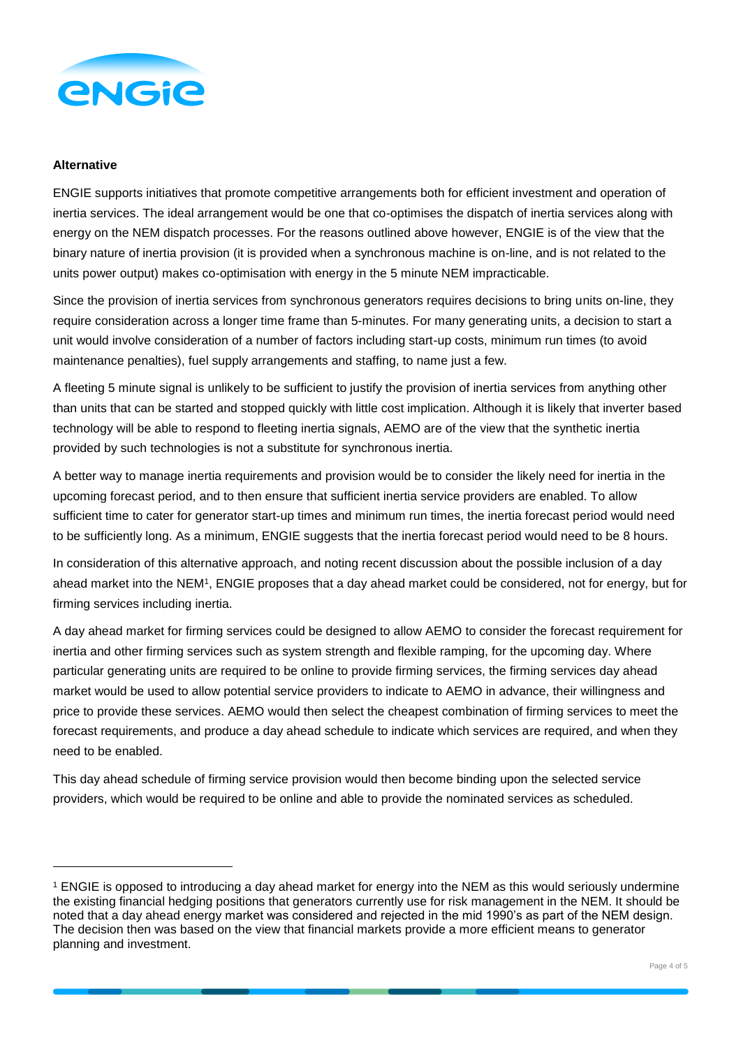**Alternative**

ENGIE supports initiatives that promote competitive arrangements both for efficient investment and operation of inertia services. The ideal arrangement would be one that co-optimises the dispatch of inertia services along with energy on the NEM dispatch processes. For the reasons outlined above however, ENGIE is of the view that the binary nature of inertia provision (it is provided when a synchronous machine is on-line, and is not related to the units power output) makes co-optimisation with energy in the 5 minute NEM impracticable.

Since the provision of inertia services from synchronous generators requires decisions to bring units on-line, they require consideration across a longer time frame than 5-minutes. For many generating units, a decision to start a unit would involve consideration of a number of factors including start-up costs, minimum run times (to avoid maintenance penalties), fuel supply arrangements and staffing, to name just a few.

A fleeting 5 minute signal is unlikely to be sufficient to justify the provision of inertia services from anything other than units that can be started and stopped quickly with little cost implication. Although it is likely that inverter based technology will be able to respond to fleeting inertia signals, AEMO are of the view that the synthetic inertia provided by such technologies is not a substitute for synchronous inertia.

A better way to manage inertia requirements and provision would be to consider the likely need for inertia in the upcoming forecast period, and to then ensure that sufficient inertia service providers are enabled. To allow sufficient time to cater for generator start-up times and minimum run times, the inertia forecast period would need to be sufficiently long. As a minimum, ENGIE suggests that the inertia forecast period would need to be 8 hours.

In consideration of this alternative approach, and noting recent discussion about the possible inclusion of a day ahead market into the NEM[1], ENGIE proposes that a day ahead market could be considered, not for energy, but for firming services including inertia.

A day ahead market for firming services could be designed to allow AEMO to consider the forecast requirement for inertia and other firming services such as system strength and flexible ramping, for the upcoming day. Where particular generating units are required to be online to provide firming services, the firming services day ahead market would be used to allow potential service providers to indicate to AEMO in advance, their willingness and price to provide these services. AEMO would then select the cheapest combination of firming services to meet the forecast requirements, and produce a day ahead schedule to indicate which services are required, and when they need to be enabled.

This day ahead schedule of firming service provision would then become binding upon the selected service providers, which would be required to be online and able to provide the nominated services as scheduled.

---

[1] ENGIE is opposed to introducing a day ahead market for energy into the NEM as this would seriously undermine the existing financial hedging positions that generators currently use for risk management in the NEM. It should be noted that a day ahead energy market was considered and rejected in the mid 1990's as part of the NEM design. The decision then was based on the view that financial markets provide a more efficient means to generator planning and investment.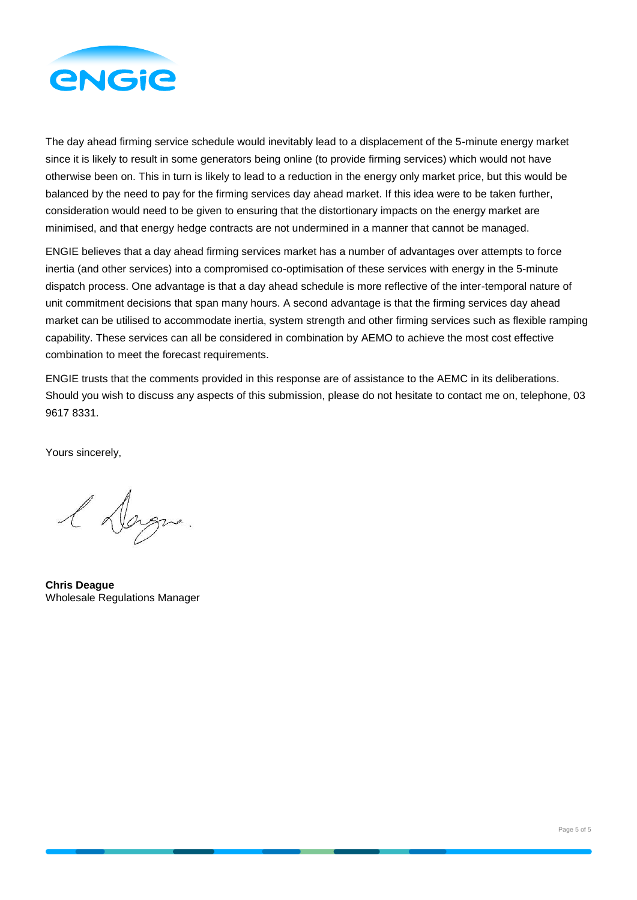The day ahead firming service schedule would inevitably lead to a displacement of the 5-minute energy market since it is likely to result in some generators being online (to provide firming services) which would not have otherwise been on. This in turn is likely to lead to a reduction in the energy only market price, but this would be balanced by the need to pay for the firming services day ahead market. If this idea were to be taken further, consideration would need to be given to ensuring that the distortionary impacts on the energy market are minimised, and that energy hedge contracts are not undermined in a manner that cannot be managed.

ENGIE believes that a day ahead firming services market has a number of advantages over attempts to force inertia (and other services) into a compromised co-optimisation of these services with energy in the 5-minute dispatch process. One advantage is that a day ahead schedule is more reflective of the inter-temporal nature of unit commitment decisions that span many hours. A second advantage is that the firming services day ahead market can be utilised to accommodate inertia, system strength and other firming services such as flexible ramping capability. These services can all be considered in combination by AEMO to achieve the most cost effective combination to meet the forecast requirements.

ENGIE trusts that the comments provided in this response are of assistance to the AEMC in its deliberations. Should you wish to discuss any aspects of this submission, please do not hesitate to contact me on, telephone, 03 9617 8331.

Yours sincerely,

**Chris Deague**
Wholesale Regulations Manager